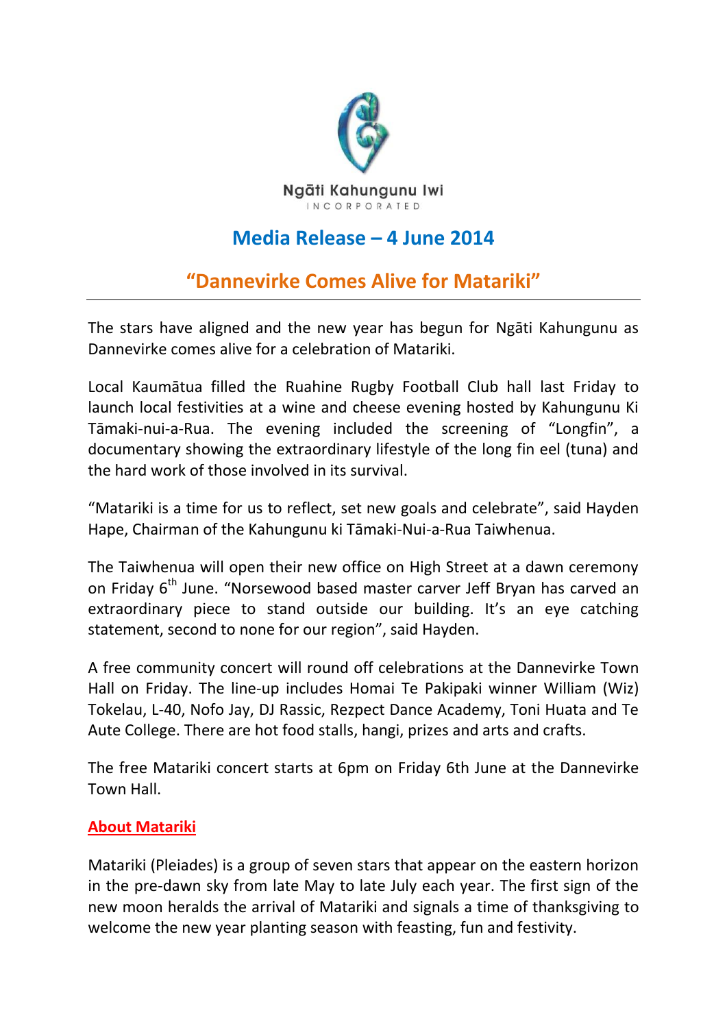Ngāti Kahungunu Iwi
INCORPORATED

## Media Release – 4 June 2014

## "Dannevirke Comes Alive for Matariki"

The stars have aligned and the new year has begun for Ngāti Kahungunu as Dannevirke comes alive for a celebration of Matariki.

Local Kaumātua filled the Ruahine Rugby Football Club hall last Friday to launch local festivities at a wine and cheese evening hosted by Kahungunu Ki Tāmaki-nui-a-Rua. The evening included the screening of "Longfin", a documentary showing the extraordinary lifestyle of the long fin eel (tuna) and the hard work of those involved in its survival.

"Matariki is a time for us to reflect, set new goals and celebrate", said Hayden Hape, Chairman of the Kahungunu ki Tāmaki-Nui-a-Rua Taiwhenua.

The Taiwhenua will open their new office on High Street at a dawn ceremony on Friday 6th June. "Norsewood based master carver Jeff Bryan has carved an extraordinary piece to stand outside our building. It's an eye catching statement, second to none for our region", said Hayden.

A free community concert will round off celebrations at the Dannevirke Town Hall on Friday. The line-up includes Homai Te Pakipaki winner William (Wiz) Tokelau, L-40, Nofo Jay, DJ Rassic, Rezpect Dance Academy, Toni Huata and Te Aute College. There are hot food stalls, hangi, prizes and arts and crafts.

The free Matariki concert starts at 6pm on Friday 6th June at the Dannevirke Town Hall.

**About Matariki**

Matariki (Pleiades) is a group of seven stars that appear on the eastern horizon in the pre-dawn sky from late May to late July each year. The first sign of the new moon heralds the arrival of Matariki and signals a time of thanksgiving to welcome the new year planting season with feasting, fun and festivity.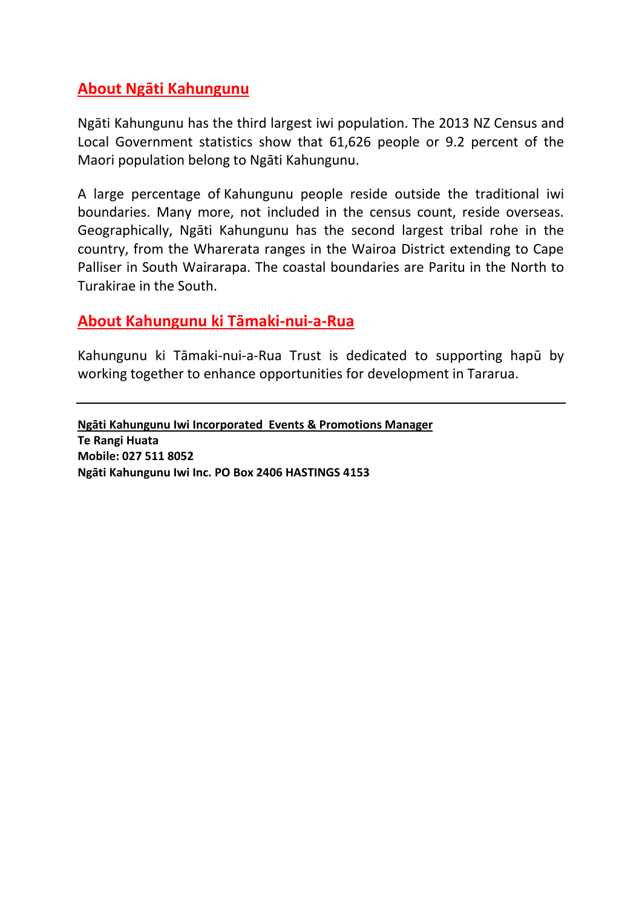## About Ngāti Kahungunu

Ngāti Kahungunu has the third largest iwi population. The 2013 NZ Census and Local Government statistics show that 61,626 people or 9.2 percent of the Maori population belong to Ngāti Kahungunu.

A large percentage of Kahungunu people reside outside the traditional iwi boundaries. Many more, not included in the census count, reside overseas. Geographically, Ngāti Kahungunu has the second largest tribal rohe in the country, from the Wharerata ranges in the Wairoa District extending to Cape Palliser in South Wairarapa. The coastal boundaries are Paritu in the North to Turakirae in the South.

## About Kahungunu ki Tāmaki-nui-a-Rua

Kahungunu ki Tāmaki-nui-a-Rua Trust is dedicated to supporting hapū by working together to enhance opportunities for development in Tararua.

---

**Ngāti Kahungunu Iwi Incorporated Events & Promotions Manager**
**Te Rangi Huata**
**Mobile: 027 511 8052**
**Ngāti Kahungunu Iwi Inc. PO Box 2406 HASTINGS 4153**